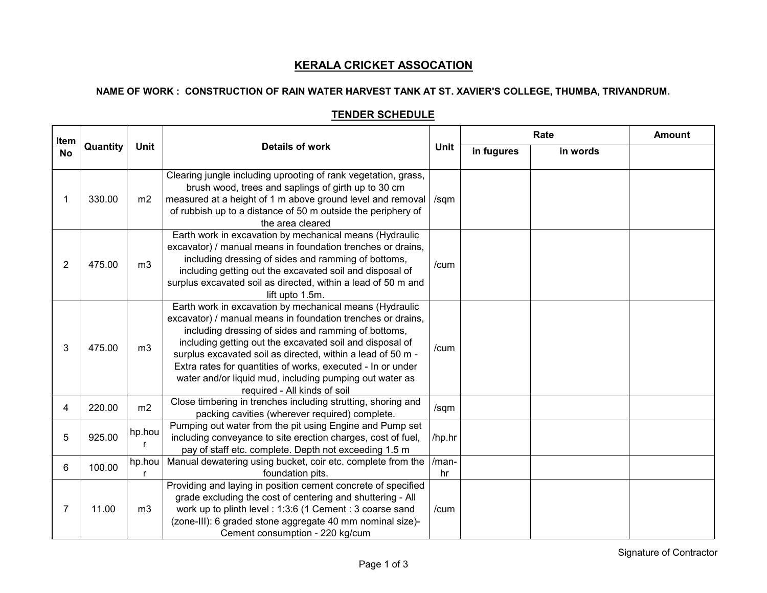## KERALA CRICKET ASSOCATION

**NAME OF WORK : CONSTRUCTION OF RAIN WATER HARVEST TANK AT ST. XAVIER'S COLLEGE, THUMBA, TRIVANDRUM.**

### TENDER SCHEDULE

| Item No | Quantity | Unit | Details of work | Unit | Rate | | Amount |
|---|---|---|---|---|---|---|---|
| | | | | | in fugures | in words | |
| 1 | 330.00 | m2 | Clearing jungle including uprooting of rank vegetation, grass, brush wood, trees and saplings of girth up to 30 cm measured at a height of 1 m above ground level and removal of rubbish up to a distance of 50 m outside the periphery of the area cleared | /sqm | | | |
| 2 | 475.00 | m3 | Earth work in excavation by mechanical means (Hydraulic excavator) / manual means in foundation trenches or drains, including dressing of sides and ramming of bottoms, including getting out the excavated soil and disposal of surplus excavated soil as directed, within a lead of 50 m and lift upto 1.5m. | /cum | | | |
| 3 | 475.00 | m3 | Earth work in excavation by mechanical means (Hydraulic excavator) / manual means in foundation trenches or drains, including dressing of sides and ramming of bottoms, including getting out the excavated soil and disposal of surplus excavated soil as directed, within a lead of 50 m - Extra rates for quantities of works, executed - In or under water and/or liquid mud, including pumping out water as required - All kinds of soil | /cum | | | |
| 4 | 220.00 | m2 | Close timbering in trenches including strutting, shoring and packing cavities (wherever required) complete. | /sqm | | | |
| 5 | 925.00 | hp.hour | Pumping out water from the pit using Engine and Pump set including conveyance to site erection charges, cost of fuel, pay of staff etc. complete. Depth not exceeding 1.5 m | /hp.hr | | | |
| 6 | 100.00 | hp.hour | Manual dewatering using bucket, coir etc. complete from the foundation pits. | /man-hr | | | |
| 7 | 11.00 | m3 | Providing and laying in position cement concrete of specified grade excluding the cost of centering and shuttering - All work up to plinth level : 1:3:6 (1 Cement : 3 coarse sand (zone-III): 6 graded stone aggregate 40 mm nominal size)- Cement consumption - 220 kg/cum | /cum | | | |

Signature of Contractor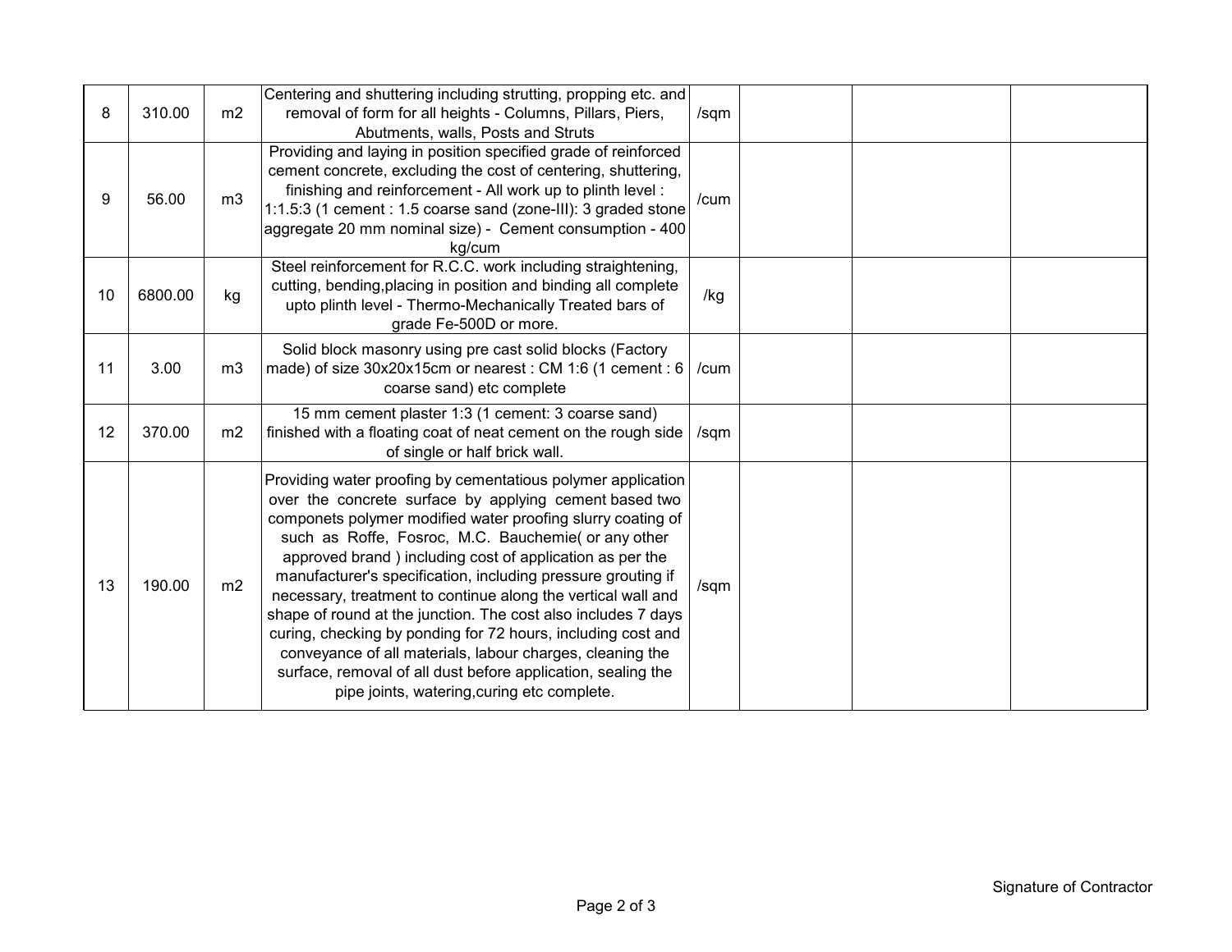| | | | | | | | |
|---|---|---|---|---|---|---|---|
| 8 | 310.00 | m2 | Centering and shuttering including strutting, propping etc. and removal of form for all heights - Columns, Pillars, Piers, Abutments, walls, Posts and Struts | /sqm | | | |
| 9 | 56.00 | m3 | Providing and laying in position specified grade of reinforced cement concrete, excluding the cost of centering, shuttering, finishing and reinforcement - All work up to plinth level : 1:1.5:3 (1 cement : 1.5 coarse sand (zone-III): 3 graded stone aggregate 20 mm nominal size) - Cement consumption - 400 kg/cum | /cum | | | |
| 10 | 6800.00 | kg | Steel reinforcement for R.C.C. work including straightening, cutting, bending,placing in position and binding all complete upto plinth level - Thermo-Mechanically Treated bars of grade Fe-500D or more. | /kg | | | |
| 11 | 3.00 | m3 | Solid block masonry using pre cast solid blocks (Factory made) of size 30x20x15cm or nearest : CM 1:6 (1 cement : 6 coarse sand) etc complete | /cum | | | |
| 12 | 370.00 | m2 | 15 mm cement plaster 1:3 (1 cement: 3 coarse sand) finished with a floating coat of neat cement on the rough side of single or half brick wall. | /sqm | | | |
| 13 | 190.00 | m2 | Providing water proofing by cementatious polymer application over the concrete surface by applying cement based two componets polymer modified water proofing slurry coating of such as Roffe, Fosroc, M.C. Bauchemie( or any other approved brand ) including cost of application as per the manufacturer's specification, including pressure grouting if necessary, treatment to continue along the vertical wall and shape of round at the junction. The cost also includes 7 days curing, checking by ponding for 72 hours, including cost and conveyance of all materials, labour charges, cleaning the surface, removal of all dust before application, sealing the pipe joints, watering,curing etc complete. | /sqm | | | |

Signature of Contractor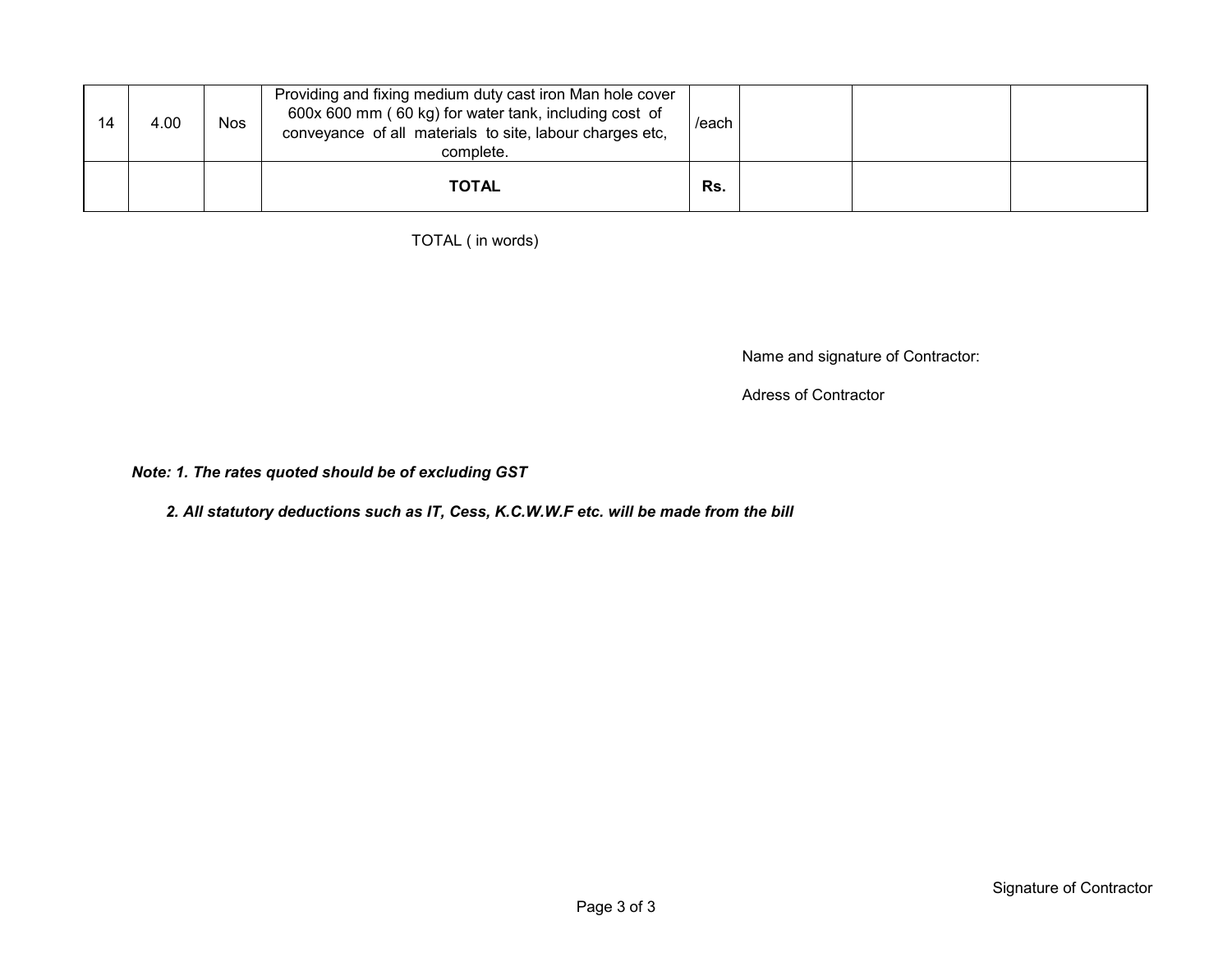| | | | | | | | |
|---|---|---|---|---|---|---|---|
| 14 | 4.00 | Nos | Providing and fixing medium duty cast iron Man hole cover 600x 600 mm ( 60 kg) for water tank, including cost of conveyance of all materials to site, labour charges etc, complete. | /each | | | |
| | | | **TOTAL** | **Rs.** | | | |

TOTAL ( in words)

Name and signature of Contractor:

Adress of Contractor

***Note: 1. The rates quoted should be of excluding GST***

***2. All statutory deductions such as IT, Cess, K.C.W.W.F etc. will be made from the bill***

Signature of Contractor